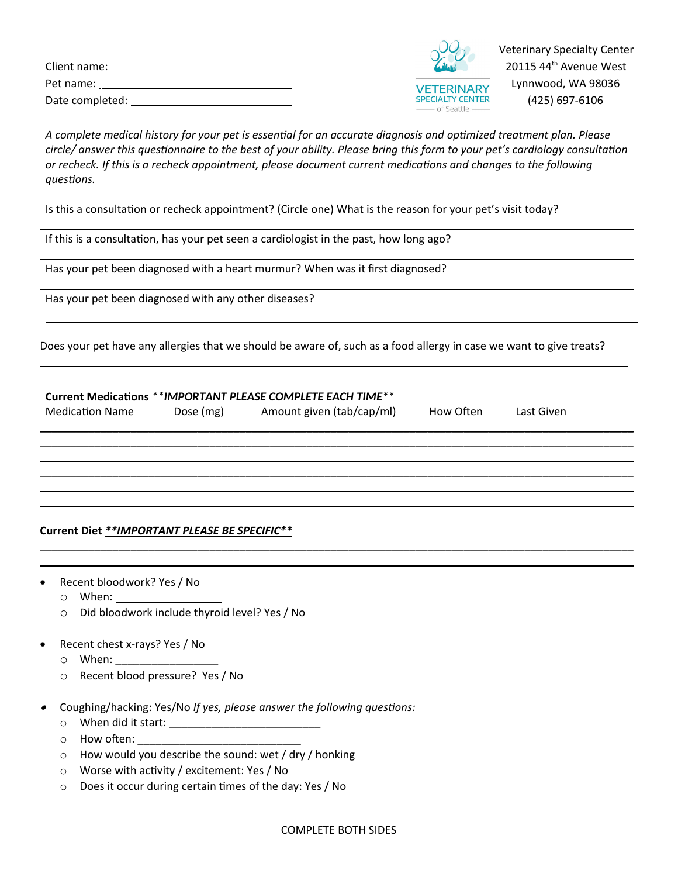Client name: ______________________________

Pet name: ______________________________

Date completed: ______________________________

Veterinary Specialty Center
20115 44th Avenue West
Lynnwood, WA 98036
(425) 697-6106

*A complete medical history for your pet is essential for an accurate diagnosis and optimized treatment plan. Please circle/ answer this questionnaire to the best of your ability. Please bring this form to your pet's cardiology consultation or recheck. If this is a recheck appointment, please document current medications and changes to the following questions.*

Is this a consultation or recheck appointment? (Circle one) What is the reason for your pet's visit today?

______________________________________________________________________

If this is a consultation, has your pet seen a cardiologist in the past, how long ago?

______________________________________________________________________

Has your pet been diagnosed with a heart murmur? When was it first diagnosed?

______________________________________________________________________

Has your pet been diagnosed with any other diseases?

______________________________________________________________________

Does your pet have any allergies that we should be aware of, such as a food allergy in case we want to give treats?

______________________________________________________________________

**Current Medications** ***\*\*IMPORTANT PLEASE COMPLETE EACH TIME\*\****

| Medication Name | Dose (mg) | Amount given (tab/cap/ml) | How Often | Last Given |
|---|---|---|---|---|
| | | | | |
| | | | | |
| | | | | |
| | | | | |
| | | | | |
| | | | | |

**Current Diet** ***\*\*IMPORTANT PLEASE BE SPECIFIC\*\****

______________________________________________________________________

______________________________________________________________________

- Recent bloodwork? Yes / No
  - When: _________________
  - Did bloodwork include thyroid level? Yes / No

- Recent chest x-rays? Yes / No
  - When: _________________
  - Recent blood pressure? Yes / No

- Coughing/hacking: Yes/No *If yes, please answer the following questions:*
  - When did it start: _________________________
  - How often: ___________________________
  - How would you describe the sound: wet / dry / honking
  - Worse with activity / excitement: Yes / No
  - Does it occur during certain times of the day: Yes / No

COMPLETE BOTH SIDES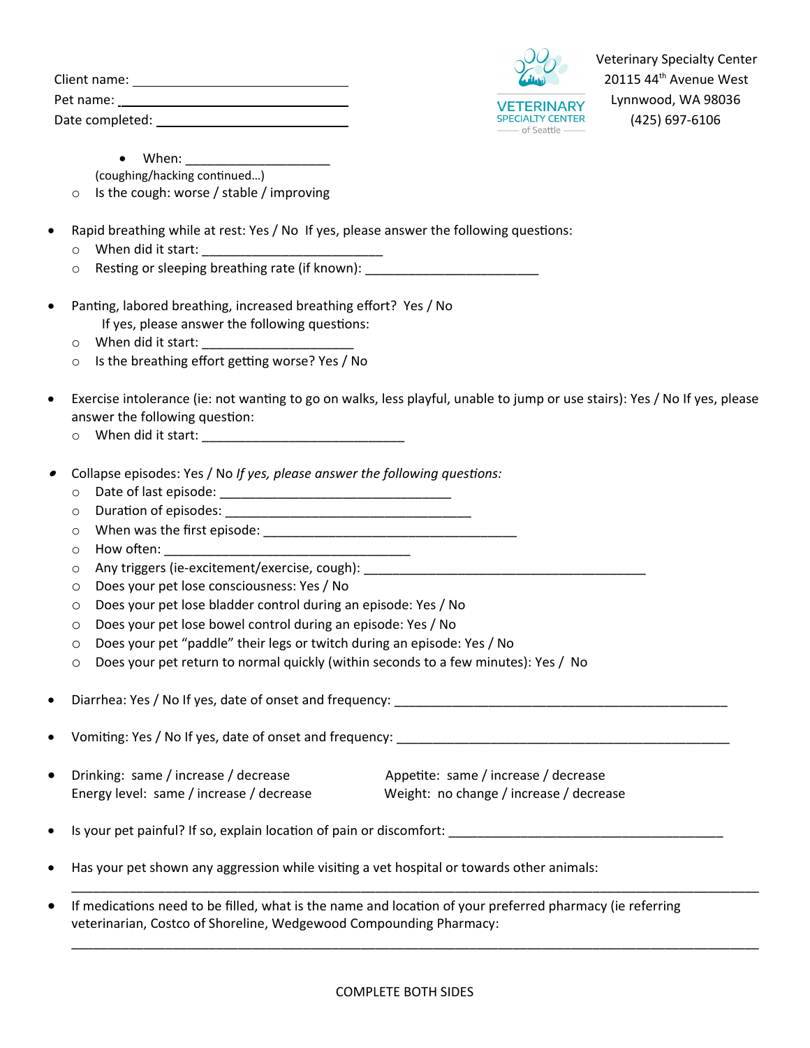Client name: ______________________________
Pet name: ______________________________
Date completed: ______________________________

Veterinary Specialty Center
20115 44th Avenue West
Lynnwood, WA 98036
(425) 697-6106

- When: ____________________

(coughing/hacking continued…)

- Is the cough: worse / stable / improving

- Rapid breathing while at rest: Yes / No If yes, please answer the following questions:
  - When did it start: ________________________
  - Resting or sleeping breathing rate (if known): ________________________

- Panting, labored breathing, increased breathing effort? Yes / No
  If yes, please answer the following questions:
  - When did it start: ____________________
  - Is the breathing effort getting worse? Yes / No

- Exercise intolerance (ie: not wanting to go on walks, less playful, unable to jump or use stairs): Yes / No If yes, please answer the following question:
  - When did it start: ____________________________

- Collapse episodes: Yes / No *If yes, please answer the following questions:*
  - Date of last episode: ________________________________
  - Duration of episodes: __________________________________
  - When was the first episode: ___________________________________
  - How often: __________________________________
  - Any triggers (ie-excitement/exercise, cough): _______________________________________
  - Does your pet lose consciousness: Yes / No
  - Does your pet lose bladder control during an episode: Yes / No
  - Does your pet lose bowel control during an episode: Yes / No
  - Does your pet "paddle" their legs or twitch during an episode: Yes / No
  - Does your pet return to normal quickly (within seconds to a few minutes): Yes / No

- Diarrhea: Yes / No If yes, date of onset and frequency: ______________________________________________

- Vomiting: Yes / No If yes, date of onset and frequency: ______________________________________________

- Drinking: same / increase / decrease
  Energy level: same / increase / decrease
  Appetite: same / increase / decrease
  Weight: no change / increase / decrease

- Is your pet painful? If so, explain location of pain or discomfort: ______________________________________

- Has your pet shown any aggression while visiting a vet hospital or towards other animals:
  ______________________________________________________________________________________________

- If medications need to be filled, what is the name and location of your preferred pharmacy (ie referring veterinarian, Costco of Shoreline, Wedgewood Compounding Pharmacy:
  ______________________________________________________________________________________________

COMPLETE BOTH SIDES